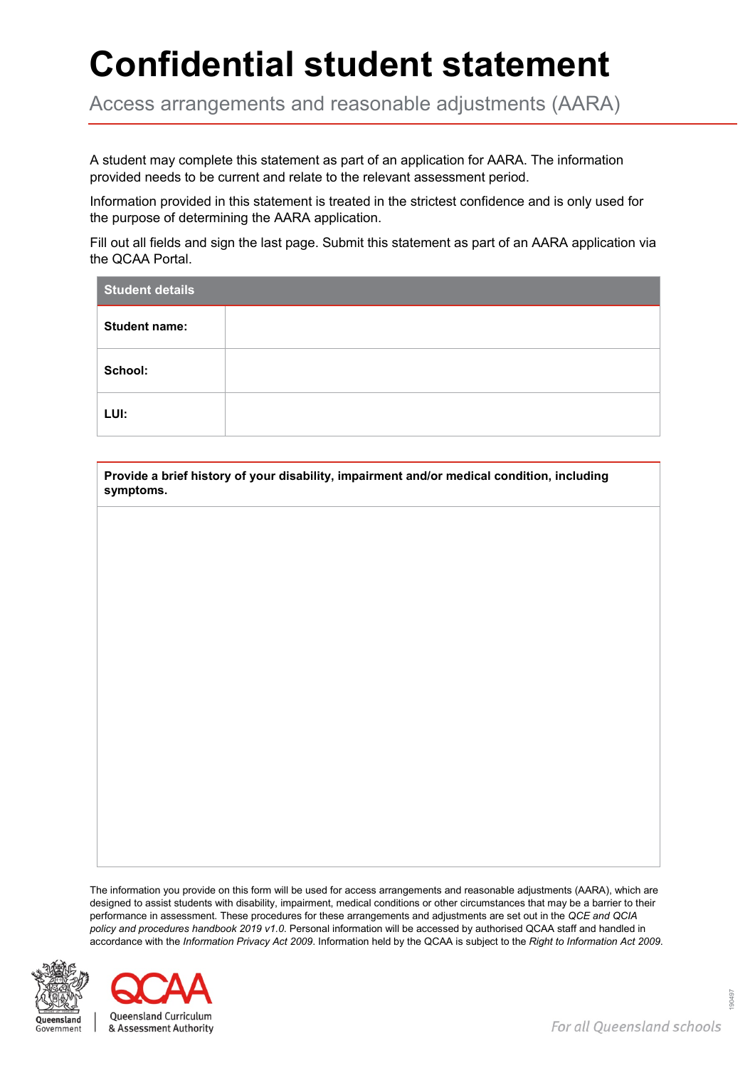# Confidential student statement

Access arrangements and reasonable adjustments (AARA)

A student may complete this statement as part of an application for AARA. The information provided needs to be current and relate to the relevant assessment period.

Information provided in this statement is treated in the strictest confidence and is only used for the purpose of determining the AARA application.

Fill out all fields and sign the last page. Submit this statement as part of an AARA application via the QCAA Portal.

| **Student details** | |
|---|---|
| **Student name:** | |
| **School:** | |
| **LUI:** | |

| **Provide a brief history of your disability, impairment and/or medical condition, including symptoms.** |
|---|
| |

The information you provide on this form will be used for access arrangements and reasonable adjustments (AARA), which are designed to assist students with disability, impairment, medical conditions or other circumstances that may be a barrier to their performance in assessment. These procedures for these arrangements and adjustments are set out in the *QCE and QCIA policy and procedures handbook 2019 v1.0*. Personal information will be accessed by authorised QCAA staff and handled in accordance with the *Information Privacy Act 2009*. Information held by the QCAA is subject to the *Right to Information Act 2009*.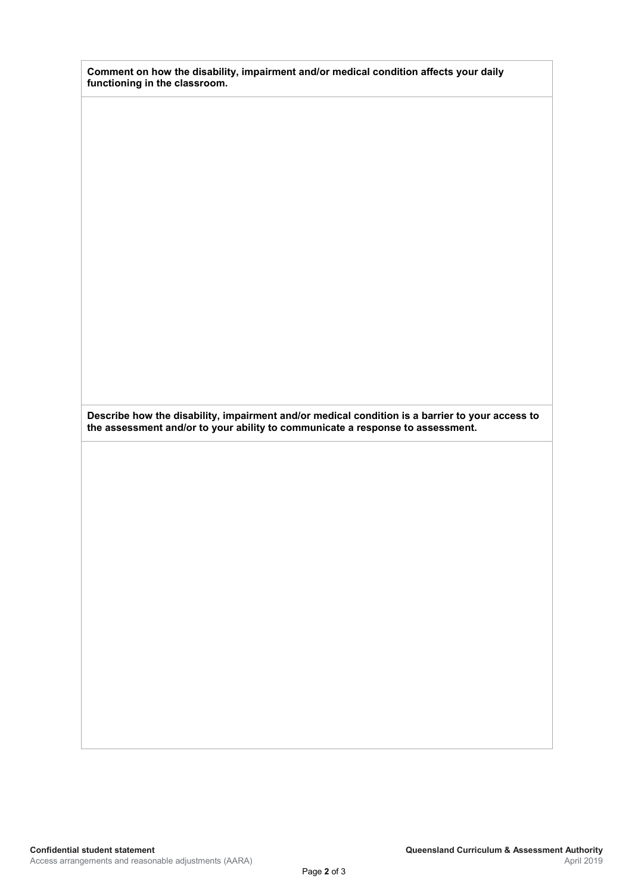**Comment on how the disability, impairment and/or medical condition affects your daily functioning in the classroom.**

**Describe how the disability, impairment and/or medical condition is a barrier to your access to the assessment and/or to your ability to communicate a response to assessment.**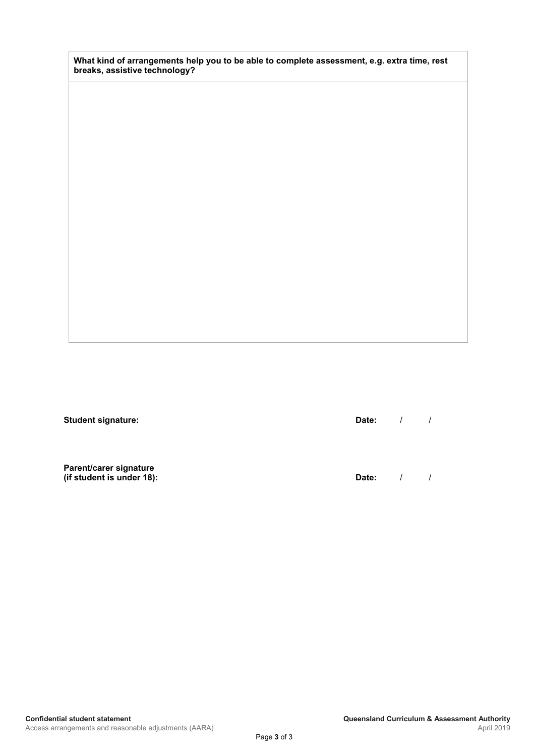| What kind of arrangements help you to be able to complete assessment, e.g. extra time, rest breaks, assistive technology? |
| --- |
| |

**Student signature:** **Date:** / /

**Parent/carer signature (if student is under 18):** **Date:** / /